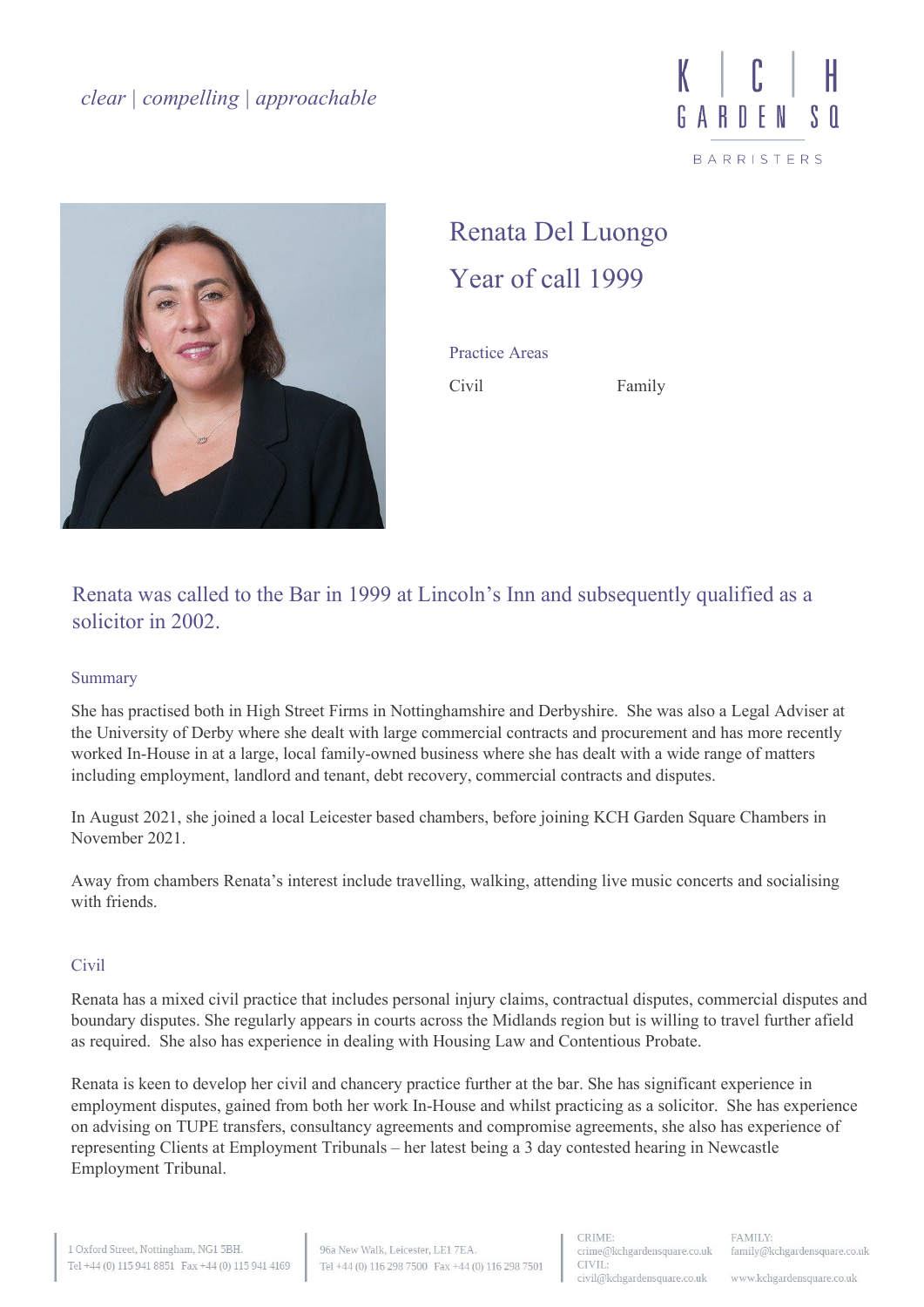*clear | compelling | approachable*

# Renata Del Luongo

## Year of call 1999

### Practice Areas

Civil

Family

### Renata was called to the Bar in 1999 at Lincoln's Inn and subsequently qualified as a solicitor in 2002.

### Summary

She has practised both in High Street Firms in Nottinghamshire and Derbyshire.  She was also a Legal Adviser at the University of Derby where she dealt with large commercial contracts and procurement and has more recently worked In-House in at a large, local family-owned business where she has dealt with a wide range of matters including employment, landlord and tenant, debt recovery, commercial contracts and disputes.

In August 2021, she joined a local Leicester based chambers, before joining KCH Garden Square Chambers in November 2021.

Away from chambers Renata's interest include travelling, walking, attending live music concerts and socialising with friends.

### Civil

Renata has a mixed civil practice that includes personal injury claims, contractual disputes, commercial disputes and boundary disputes. She regularly appears in courts across the Midlands region but is willing to travel further afield as required.  She also has experience in dealing with Housing Law and Contentious Probate.

Renata is keen to develop her civil and chancery practice further at the bar. She has significant experience in employment disputes, gained from both her work In-House and whilst practicing as a solicitor.  She has experience on advising on TUPE transfers, consultancy agreements and compromise agreements, she also has experience of representing Clients at Employment Tribunals – her latest being a 3 day contested hearing in Newcastle Employment Tribunal.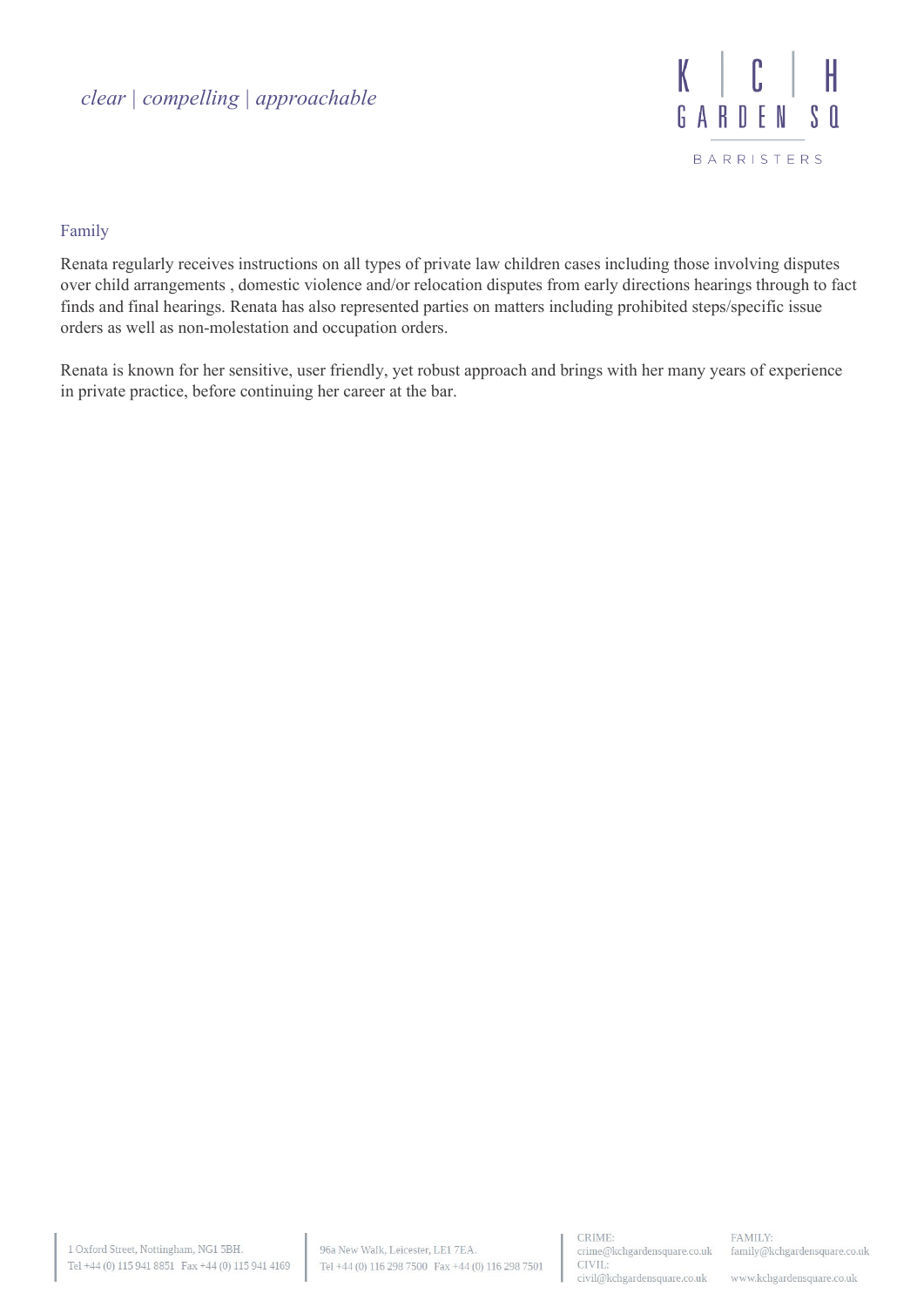## Family

Renata regularly receives instructions on all types of private law children cases including those involving disputes over child arrangements , domestic violence and/or relocation disputes from early directions hearings through to fact finds and final hearings. Renata has also represented parties on matters including prohibited steps/specific issue orders as well as non-molestation and occupation orders.

Renata is known for her sensitive, user friendly, yet robust approach and brings with her many years of experience in private practice, before continuing her career at the bar.